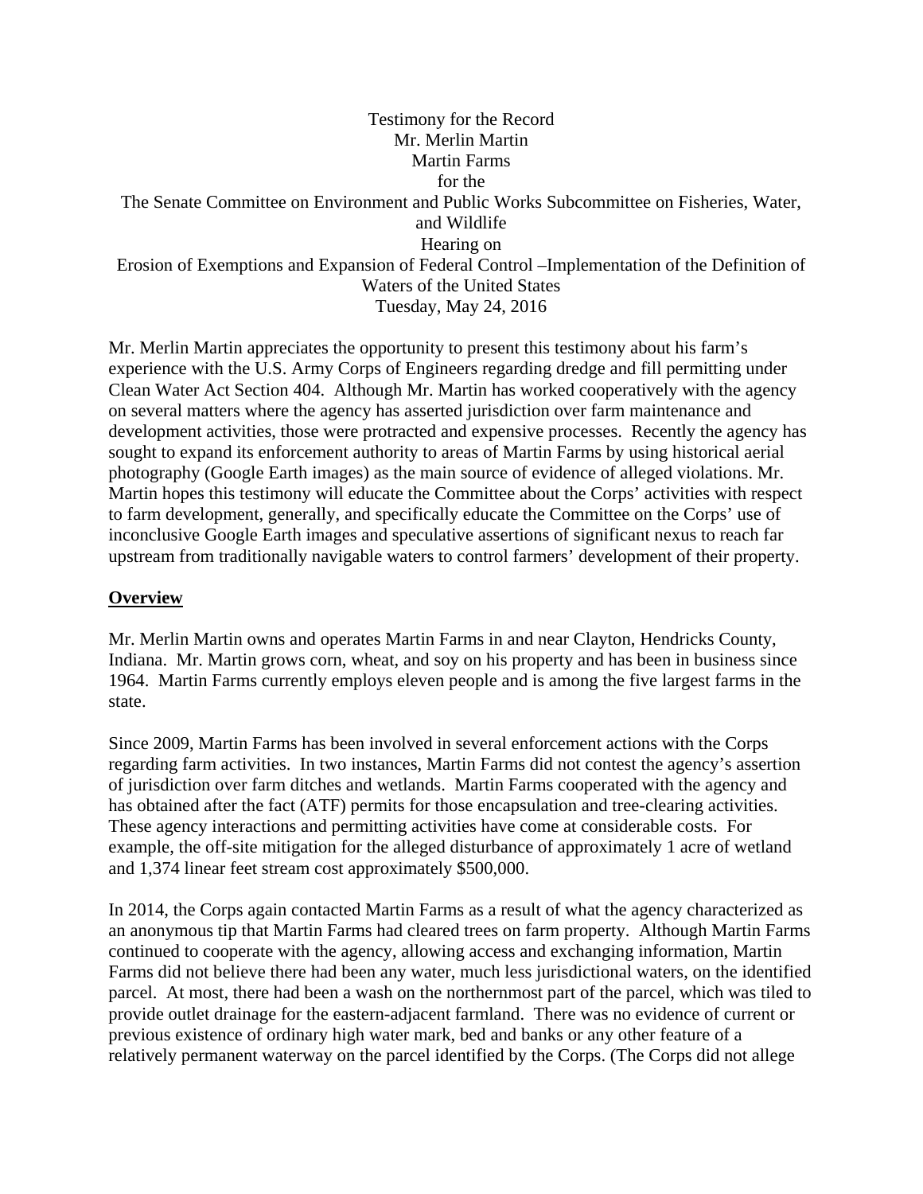Testimony for the Record
Mr. Merlin Martin
Martin Farms
for the
The Senate Committee on Environment and Public Works Subcommittee on Fisheries, Water, and Wildlife
Hearing on
Erosion of Exemptions and Expansion of Federal Control –Implementation of the Definition of Waters of the United States
Tuesday, May 24, 2016

Mr. Merlin Martin appreciates the opportunity to present this testimony about his farm's experience with the U.S. Army Corps of Engineers regarding dredge and fill permitting under Clean Water Act Section 404. Although Mr. Martin has worked cooperatively with the agency on several matters where the agency has asserted jurisdiction over farm maintenance and development activities, those were protracted and expensive processes. Recently the agency has sought to expand its enforcement authority to areas of Martin Farms by using historical aerial photography (Google Earth images) as the main source of evidence of alleged violations. Mr. Martin hopes this testimony will educate the Committee about the Corps' activities with respect to farm development, generally, and specifically educate the Committee on the Corps' use of inconclusive Google Earth images and speculative assertions of significant nexus to reach far upstream from traditionally navigable waters to control farmers' development of their property.

## Overview

Mr. Merlin Martin owns and operates Martin Farms in and near Clayton, Hendricks County, Indiana. Mr. Martin grows corn, wheat, and soy on his property and has been in business since 1964. Martin Farms currently employs eleven people and is among the five largest farms in the state.

Since 2009, Martin Farms has been involved in several enforcement actions with the Corps regarding farm activities. In two instances, Martin Farms did not contest the agency's assertion of jurisdiction over farm ditches and wetlands. Martin Farms cooperated with the agency and has obtained after the fact (ATF) permits for those encapsulation and tree-clearing activities. These agency interactions and permitting activities have come at considerable costs. For example, the off-site mitigation for the alleged disturbance of approximately 1 acre of wetland and 1,374 linear feet stream cost approximately $500,000.

In 2014, the Corps again contacted Martin Farms as a result of what the agency characterized as an anonymous tip that Martin Farms had cleared trees on farm property. Although Martin Farms continued to cooperate with the agency, allowing access and exchanging information, Martin Farms did not believe there had been any water, much less jurisdictional waters, on the identified parcel. At most, there had been a wash on the northernmost part of the parcel, which was tiled to provide outlet drainage for the eastern-adjacent farmland. There was no evidence of current or previous existence of ordinary high water mark, bed and banks or any other feature of a relatively permanent waterway on the parcel identified by the Corps. (The Corps did not allege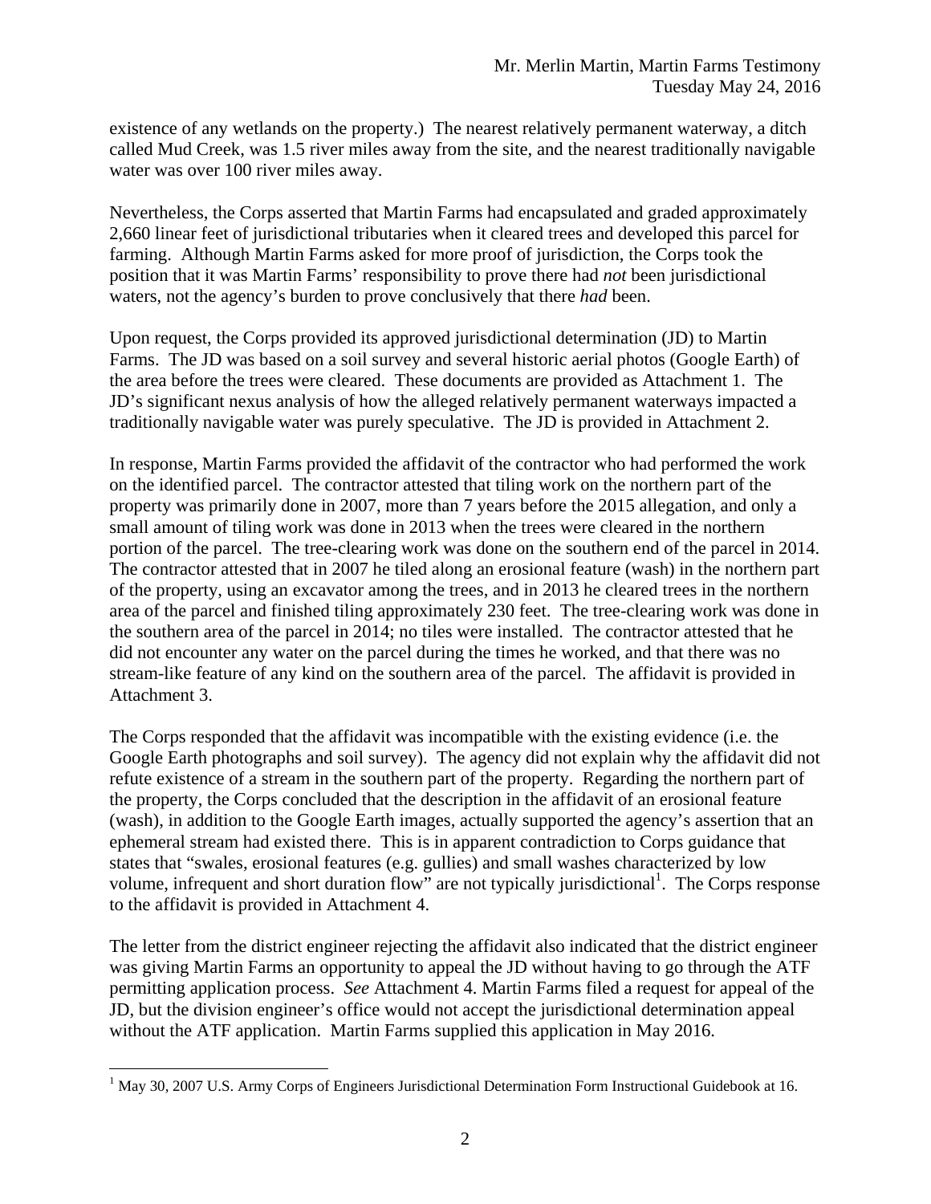existence of any wetlands on the property.) The nearest relatively permanent waterway, a ditch called Mud Creek, was 1.5 river miles away from the site, and the nearest traditionally navigable water was over 100 river miles away.

Nevertheless, the Corps asserted that Martin Farms had encapsulated and graded approximately 2,660 linear feet of jurisdictional tributaries when it cleared trees and developed this parcel for farming. Although Martin Farms asked for more proof of jurisdiction, the Corps took the position that it was Martin Farms' responsibility to prove there had *not* been jurisdictional waters, not the agency's burden to prove conclusively that there *had* been.

Upon request, the Corps provided its approved jurisdictional determination (JD) to Martin Farms. The JD was based on a soil survey and several historic aerial photos (Google Earth) of the area before the trees were cleared. These documents are provided as Attachment 1. The JD's significant nexus analysis of how the alleged relatively permanent waterways impacted a traditionally navigable water was purely speculative. The JD is provided in Attachment 2.

In response, Martin Farms provided the affidavit of the contractor who had performed the work on the identified parcel. The contractor attested that tiling work on the northern part of the property was primarily done in 2007, more than 7 years before the 2015 allegation, and only a small amount of tiling work was done in 2013 when the trees were cleared in the northern portion of the parcel. The tree-clearing work was done on the southern end of the parcel in 2014. The contractor attested that in 2007 he tiled along an erosional feature (wash) in the northern part of the property, using an excavator among the trees, and in 2013 he cleared trees in the northern area of the parcel and finished tiling approximately 230 feet. The tree-clearing work was done in the southern area of the parcel in 2014; no tiles were installed. The contractor attested that he did not encounter any water on the parcel during the times he worked, and that there was no stream-like feature of any kind on the southern area of the parcel. The affidavit is provided in Attachment 3.

The Corps responded that the affidavit was incompatible with the existing evidence (i.e. the Google Earth photographs and soil survey). The agency did not explain why the affidavit did not refute existence of a stream in the southern part of the property. Regarding the northern part of the property, the Corps concluded that the description in the affidavit of an erosional feature (wash), in addition to the Google Earth images, actually supported the agency's assertion that an ephemeral stream had existed there. This is in apparent contradiction to Corps guidance that states that "swales, erosional features (e.g. gullies) and small washes characterized by low volume, infrequent and short duration flow" are not typically jurisdictional[1]. The Corps response to the affidavit is provided in Attachment 4.

The letter from the district engineer rejecting the affidavit also indicated that the district engineer was giving Martin Farms an opportunity to appeal the JD without having to go through the ATF permitting application process. *See* Attachment 4. Martin Farms filed a request for appeal of the JD, but the division engineer's office would not accept the jurisdictional determination appeal without the ATF application. Martin Farms supplied this application in May 2016.

[1] May 30, 2007 U.S. Army Corps of Engineers Jurisdictional Determination Form Instructional Guidebook at 16.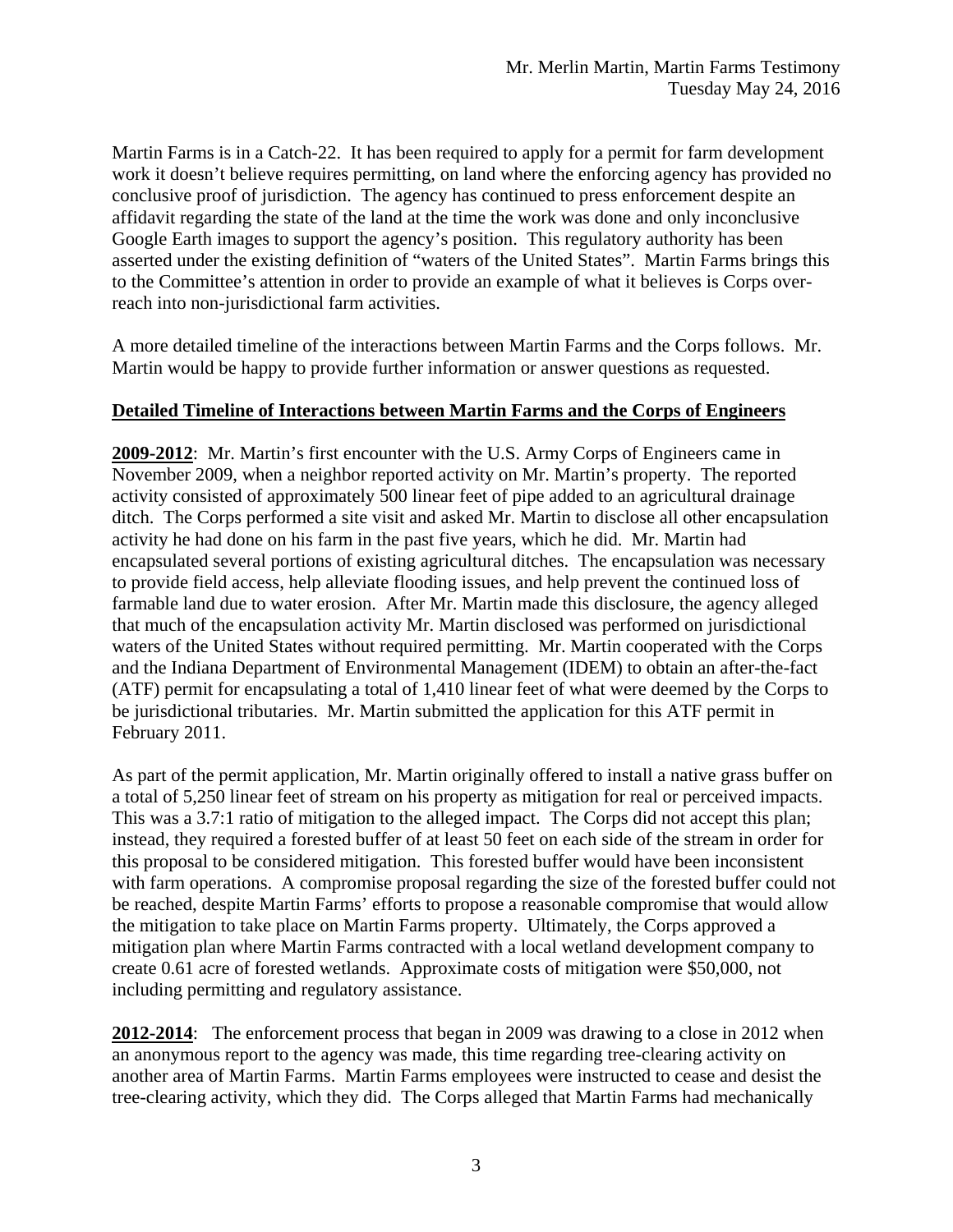Martin Farms is in a Catch-22. It has been required to apply for a permit for farm development work it doesn't believe requires permitting, on land where the enforcing agency has provided no conclusive proof of jurisdiction. The agency has continued to press enforcement despite an affidavit regarding the state of the land at the time the work was done and only inconclusive Google Earth images to support the agency's position. This regulatory authority has been asserted under the existing definition of "waters of the United States". Martin Farms brings this to the Committee's attention in order to provide an example of what it believes is Corps over-reach into non-jurisdictional farm activities.

A more detailed timeline of the interactions between Martin Farms and the Corps follows. Mr. Martin would be happy to provide further information or answer questions as requested.

**Detailed Timeline of Interactions between Martin Farms and the Corps of Engineers**

**2009-2012**: Mr. Martin's first encounter with the U.S. Army Corps of Engineers came in November 2009, when a neighbor reported activity on Mr. Martin's property. The reported activity consisted of approximately 500 linear feet of pipe added to an agricultural drainage ditch. The Corps performed a site visit and asked Mr. Martin to disclose all other encapsulation activity he had done on his farm in the past five years, which he did. Mr. Martin had encapsulated several portions of existing agricultural ditches. The encapsulation was necessary to provide field access, help alleviate flooding issues, and help prevent the continued loss of farmable land due to water erosion. After Mr. Martin made this disclosure, the agency alleged that much of the encapsulation activity Mr. Martin disclosed was performed on jurisdictional waters of the United States without required permitting. Mr. Martin cooperated with the Corps and the Indiana Department of Environmental Management (IDEM) to obtain an after-the-fact (ATF) permit for encapsulating a total of 1,410 linear feet of what were deemed by the Corps to be jurisdictional tributaries. Mr. Martin submitted the application for this ATF permit in February 2011.

As part of the permit application, Mr. Martin originally offered to install a native grass buffer on a total of 5,250 linear feet of stream on his property as mitigation for real or perceived impacts. This was a 3.7:1 ratio of mitigation to the alleged impact. The Corps did not accept this plan; instead, they required a forested buffer of at least 50 feet on each side of the stream in order for this proposal to be considered mitigation. This forested buffer would have been inconsistent with farm operations. A compromise proposal regarding the size of the forested buffer could not be reached, despite Martin Farms' efforts to propose a reasonable compromise that would allow the mitigation to take place on Martin Farms property. Ultimately, the Corps approved a mitigation plan where Martin Farms contracted with a local wetland development company to create 0.61 acre of forested wetlands. Approximate costs of mitigation were $50,000, not including permitting and regulatory assistance.

**2012-2014**: The enforcement process that began in 2009 was drawing to a close in 2012 when an anonymous report to the agency was made, this time regarding tree-clearing activity on another area of Martin Farms. Martin Farms employees were instructed to cease and desist the tree-clearing activity, which they did. The Corps alleged that Martin Farms had mechanically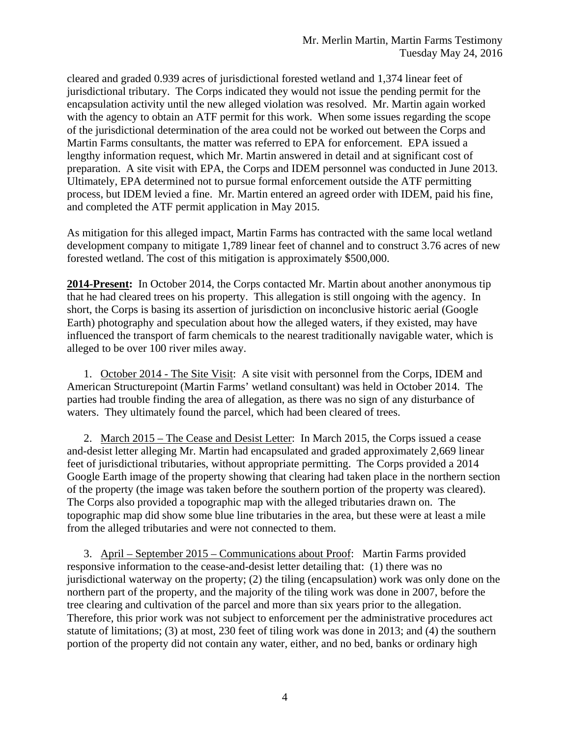cleared and graded 0.939 acres of jurisdictional forested wetland and 1,374 linear feet of jurisdictional tributary. The Corps indicated they would not issue the pending permit for the encapsulation activity until the new alleged violation was resolved. Mr. Martin again worked with the agency to obtain an ATF permit for this work. When some issues regarding the scope of the jurisdictional determination of the area could not be worked out between the Corps and Martin Farms consultants, the matter was referred to EPA for enforcement. EPA issued a lengthy information request, which Mr. Martin answered in detail and at significant cost of preparation. A site visit with EPA, the Corps and IDEM personnel was conducted in June 2013. Ultimately, EPA determined not to pursue formal enforcement outside the ATF permitting process, but IDEM levied a fine. Mr. Martin entered an agreed order with IDEM, paid his fine, and completed the ATF permit application in May 2015.

As mitigation for this alleged impact, Martin Farms has contracted with the same local wetland development company to mitigate 1,789 linear feet of channel and to construct 3.76 acres of new forested wetland. The cost of this mitigation is approximately $500,000.

**2014-Present:** In October 2014, the Corps contacted Mr. Martin about another anonymous tip that he had cleared trees on his property. This allegation is still ongoing with the agency. In short, the Corps is basing its assertion of jurisdiction on inconclusive historic aerial (Google Earth) photography and speculation about how the alleged waters, if they existed, may have influenced the transport of farm chemicals to the nearest traditionally navigable water, which is alleged to be over 100 river miles away.

1. October 2014 - The Site Visit: A site visit with personnel from the Corps, IDEM and American Structurepoint (Martin Farms' wetland consultant) was held in October 2014. The parties had trouble finding the area of allegation, as there was no sign of any disturbance of waters. They ultimately found the parcel, which had been cleared of trees.

2. March 2015 – The Cease and Desist Letter: In March 2015, the Corps issued a cease and-desist letter alleging Mr. Martin had encapsulated and graded approximately 2,669 linear feet of jurisdictional tributaries, without appropriate permitting. The Corps provided a 2014 Google Earth image of the property showing that clearing had taken place in the northern section of the property (the image was taken before the southern portion of the property was cleared). The Corps also provided a topographic map with the alleged tributaries drawn on. The topographic map did show some blue line tributaries in the area, but these were at least a mile from the alleged tributaries and were not connected to them.

3. April – September 2015 – Communications about Proof: Martin Farms provided responsive information to the cease-and-desist letter detailing that: (1) there was no jurisdictional waterway on the property; (2) the tiling (encapsulation) work was only done on the northern part of the property, and the majority of the tiling work was done in 2007, before the tree clearing and cultivation of the parcel and more than six years prior to the allegation. Therefore, this prior work was not subject to enforcement per the administrative procedures act statute of limitations; (3) at most, 230 feet of tiling work was done in 2013; and (4) the southern portion of the property did not contain any water, either, and no bed, banks or ordinary high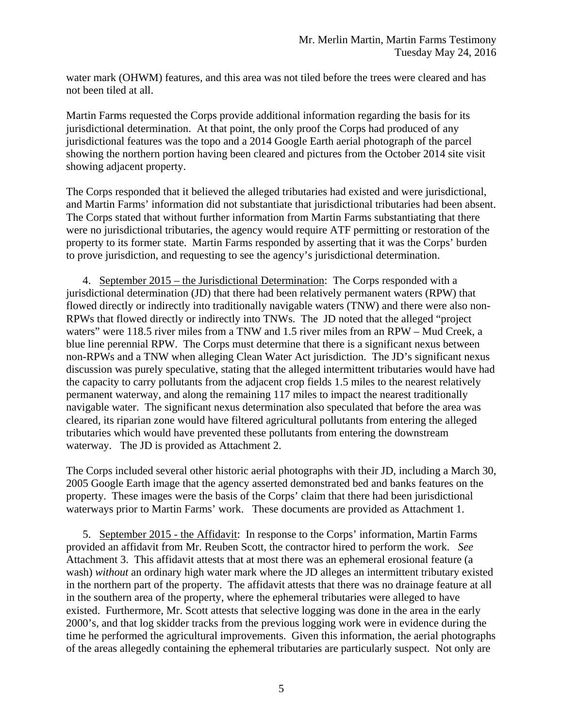water mark (OHWM) features, and this area was not tiled before the trees were cleared and has not been tiled at all.

Martin Farms requested the Corps provide additional information regarding the basis for its jurisdictional determination. At that point, the only proof the Corps had produced of any jurisdictional features was the topo and a 2014 Google Earth aerial photograph of the parcel showing the northern portion having been cleared and pictures from the October 2014 site visit showing adjacent property.

The Corps responded that it believed the alleged tributaries had existed and were jurisdictional, and Martin Farms' information did not substantiate that jurisdictional tributaries had been absent. The Corps stated that without further information from Martin Farms substantiating that there were no jurisdictional tributaries, the agency would require ATF permitting or restoration of the property to its former state. Martin Farms responded by asserting that it was the Corps' burden to prove jurisdiction, and requesting to see the agency's jurisdictional determination.

4. <u>September 2015 – the Jurisdictional Determination</u>: The Corps responded with a jurisdictional determination (JD) that there had been relatively permanent waters (RPW) that flowed directly or indirectly into traditionally navigable waters (TNW) and there were also non-RPWs that flowed directly or indirectly into TNWs. The JD noted that the alleged "project waters" were 118.5 river miles from a TNW and 1.5 river miles from an RPW – Mud Creek, a blue line perennial RPW. The Corps must determine that there is a significant nexus between non-RPWs and a TNW when alleging Clean Water Act jurisdiction. The JD's significant nexus discussion was purely speculative, stating that the alleged intermittent tributaries would have had the capacity to carry pollutants from the adjacent crop fields 1.5 miles to the nearest relatively permanent waterway, and along the remaining 117 miles to impact the nearest traditionally navigable water. The significant nexus determination also speculated that before the area was cleared, its riparian zone would have filtered agricultural pollutants from entering the alleged tributaries which would have prevented these pollutants from entering the downstream waterway. The JD is provided as Attachment 2.

The Corps included several other historic aerial photographs with their JD, including a March 30, 2005 Google Earth image that the agency asserted demonstrated bed and banks features on the property. These images were the basis of the Corps' claim that there had been jurisdictional waterways prior to Martin Farms' work. These documents are provided as Attachment 1.

5. <u>September 2015 - the Affidavit</u>: In response to the Corps' information, Martin Farms provided an affidavit from Mr. Reuben Scott, the contractor hired to perform the work. *See* Attachment 3. This affidavit attests that at most there was an ephemeral erosional feature (a wash) *without* an ordinary high water mark where the JD alleges an intermittent tributary existed in the northern part of the property. The affidavit attests that there was no drainage feature at all in the southern area of the property, where the ephemeral tributaries were alleged to have existed. Furthermore, Mr. Scott attests that selective logging was done in the area in the early 2000's, and that log skidder tracks from the previous logging work were in evidence during the time he performed the agricultural improvements. Given this information, the aerial photographs of the areas allegedly containing the ephemeral tributaries are particularly suspect. Not only are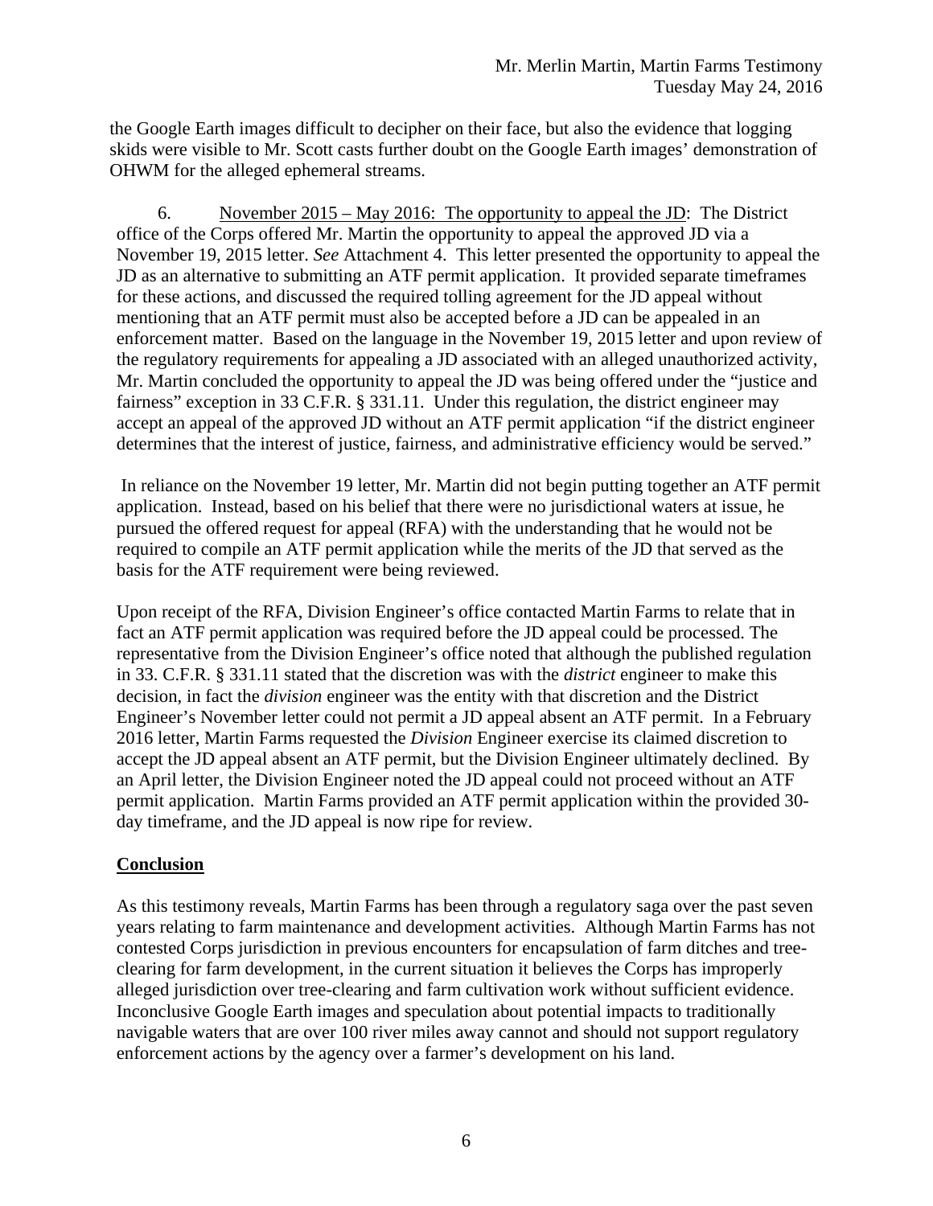the Google Earth images difficult to decipher on their face, but also the evidence that logging skids were visible to Mr. Scott casts further doubt on the Google Earth images' demonstration of OHWM for the alleged ephemeral streams.

6. <u>November 2015 – May 2016: The opportunity to appeal the JD</u>: The District office of the Corps offered Mr. Martin the opportunity to appeal the approved JD via a November 19, 2015 letter. *See* Attachment 4. This letter presented the opportunity to appeal the JD as an alternative to submitting an ATF permit application. It provided separate timeframes for these actions, and discussed the required tolling agreement for the JD appeal without mentioning that an ATF permit must also be accepted before a JD can be appealed in an enforcement matter. Based on the language in the November 19, 2015 letter and upon review of the regulatory requirements for appealing a JD associated with an alleged unauthorized activity, Mr. Martin concluded the opportunity to appeal the JD was being offered under the "justice and fairness" exception in 33 C.F.R. § 331.11. Under this regulation, the district engineer may accept an appeal of the approved JD without an ATF permit application "if the district engineer determines that the interest of justice, fairness, and administrative efficiency would be served."

In reliance on the November 19 letter, Mr. Martin did not begin putting together an ATF permit application. Instead, based on his belief that there were no jurisdictional waters at issue, he pursued the offered request for appeal (RFA) with the understanding that he would not be required to compile an ATF permit application while the merits of the JD that served as the basis for the ATF requirement were being reviewed.

Upon receipt of the RFA, Division Engineer's office contacted Martin Farms to relate that in fact an ATF permit application was required before the JD appeal could be processed. The representative from the Division Engineer's office noted that although the published regulation in 33. C.F.R. § 331.11 stated that the discretion was with the *district* engineer to make this decision, in fact the *division* engineer was the entity with that discretion and the District Engineer's November letter could not permit a JD appeal absent an ATF permit. In a February 2016 letter, Martin Farms requested the *Division* Engineer exercise its claimed discretion to accept the JD appeal absent an ATF permit, but the Division Engineer ultimately declined. By an April letter, the Division Engineer noted the JD appeal could not proceed without an ATF permit application. Martin Farms provided an ATF permit application within the provided 30-day timeframe, and the JD appeal is now ripe for review.

## <u>Conclusion</u>

As this testimony reveals, Martin Farms has been through a regulatory saga over the past seven years relating to farm maintenance and development activities. Although Martin Farms has not contested Corps jurisdiction in previous encounters for encapsulation of farm ditches and tree-clearing for farm development, in the current situation it believes the Corps has improperly alleged jurisdiction over tree-clearing and farm cultivation work without sufficient evidence. Inconclusive Google Earth images and speculation about potential impacts to traditionally navigable waters that are over 100 river miles away cannot and should not support regulatory enforcement actions by the agency over a farmer's development on his land.